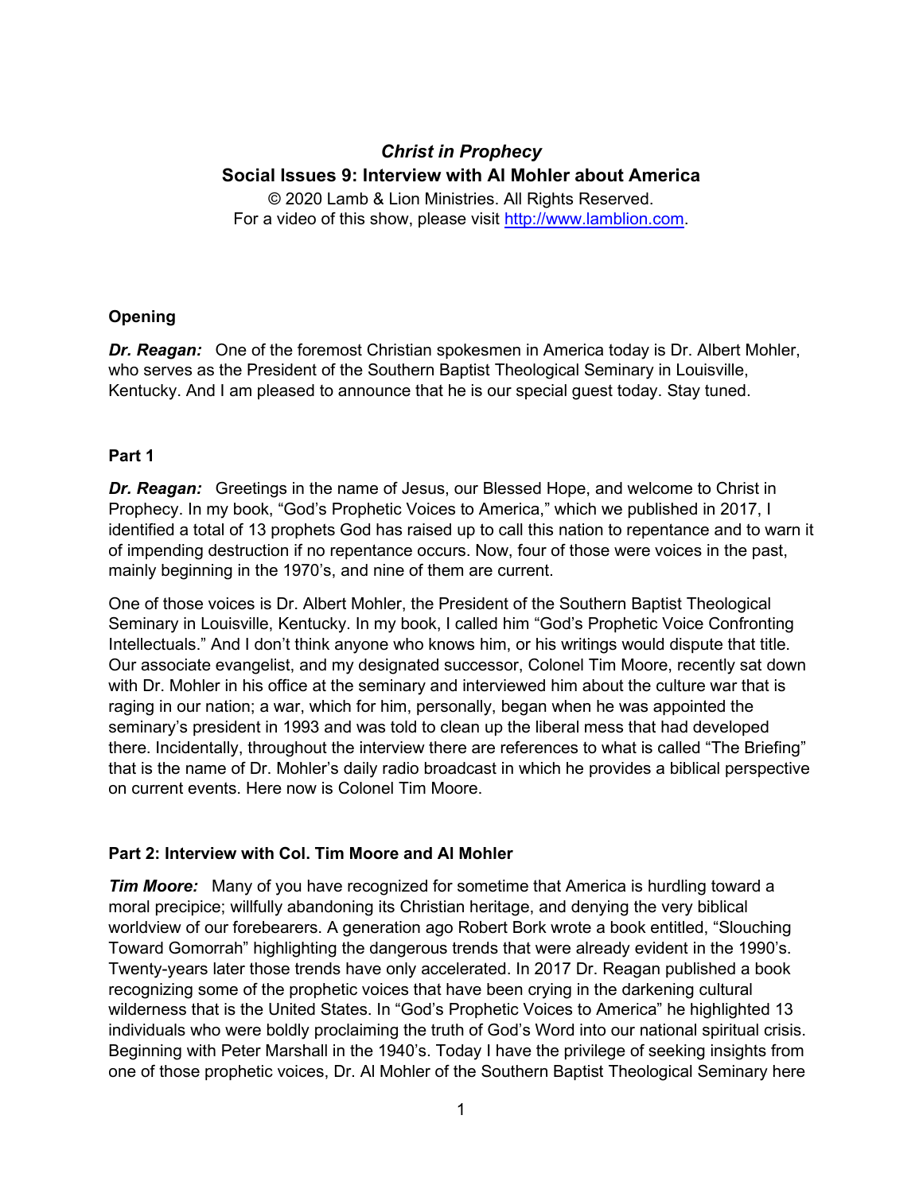# *Christ in Prophecy*

## Social Issues 9: Interview with Al Mohler about America

© 2020 Lamb & Lion Ministries. All Rights Reserved.
For a video of this show, please visit http://www.lamblion.com.

### Opening

***Dr. Reagan:*** One of the foremost Christian spokesmen in America today is Dr. Albert Mohler, who serves as the President of the Southern Baptist Theological Seminary in Louisville, Kentucky. And I am pleased to announce that he is our special guest today. Stay tuned.

### Part 1

***Dr. Reagan:*** Greetings in the name of Jesus, our Blessed Hope, and welcome to Christ in Prophecy. In my book, "God's Prophetic Voices to America," which we published in 2017, I identified a total of 13 prophets God has raised up to call this nation to repentance and to warn it of impending destruction if no repentance occurs. Now, four of those were voices in the past, mainly beginning in the 1970's, and nine of them are current.

One of those voices is Dr. Albert Mohler, the President of the Southern Baptist Theological Seminary in Louisville, Kentucky. In my book, I called him "God's Prophetic Voice Confronting Intellectuals." And I don't think anyone who knows him, or his writings would dispute that title. Our associate evangelist, and my designated successor, Colonel Tim Moore, recently sat down with Dr. Mohler in his office at the seminary and interviewed him about the culture war that is raging in our nation; a war, which for him, personally, began when he was appointed the seminary's president in 1993 and was told to clean up the liberal mess that had developed there. Incidentally, throughout the interview there are references to what is called "The Briefing" that is the name of Dr. Mohler's daily radio broadcast in which he provides a biblical perspective on current events. Here now is Colonel Tim Moore.

### Part 2: Interview with Col. Tim Moore and Al Mohler

***Tim Moore:*** Many of you have recognized for sometime that America is hurdling toward a moral precipice; willfully abandoning its Christian heritage, and denying the very biblical worldview of our forebearers. A generation ago Robert Bork wrote a book entitled, "Slouching Toward Gomorrah" highlighting the dangerous trends that were already evident in the 1990's. Twenty-years later those trends have only accelerated. In 2017 Dr. Reagan published a book recognizing some of the prophetic voices that have been crying in the darkening cultural wilderness that is the United States. In "God's Prophetic Voices to America" he highlighted 13 individuals who were boldly proclaiming the truth of God's Word into our national spiritual crisis. Beginning with Peter Marshall in the 1940's. Today I have the privilege of seeking insights from one of those prophetic voices, Dr. Al Mohler of the Southern Baptist Theological Seminary here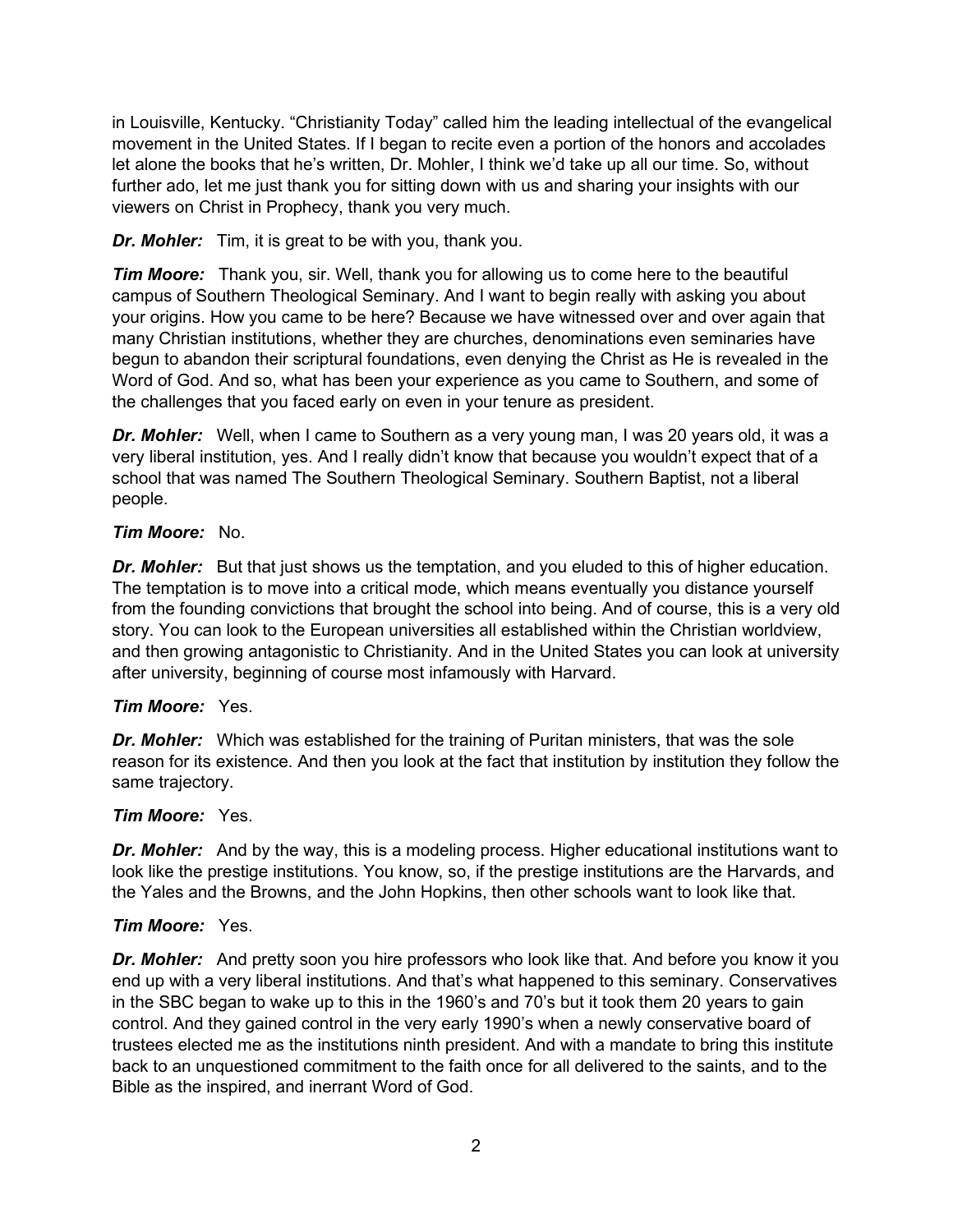in Louisville, Kentucky. "Christianity Today" called him the leading intellectual of the evangelical movement in the United States. If I began to recite even a portion of the honors and accolades let alone the books that he's written, Dr. Mohler, I think we'd take up all our time. So, without further ado, let me just thank you for sitting down with us and sharing your insights with our viewers on Christ in Prophecy, thank you very much.

***Dr. Mohler:*** Tim, it is great to be with you, thank you.

***Tim Moore:*** Thank you, sir. Well, thank you for allowing us to come here to the beautiful campus of Southern Theological Seminary. And I want to begin really with asking you about your origins. How you came to be here? Because we have witnessed over and over again that many Christian institutions, whether they are churches, denominations even seminaries have begun to abandon their scriptural foundations, even denying the Christ as He is revealed in the Word of God. And so, what has been your experience as you came to Southern, and some of the challenges that you faced early on even in your tenure as president.

***Dr. Mohler:*** Well, when I came to Southern as a very young man, I was 20 years old, it was a very liberal institution, yes. And I really didn't know that because you wouldn't expect that of a school that was named The Southern Theological Seminary. Southern Baptist, not a liberal people.

***Tim Moore:*** No.

***Dr. Mohler:*** But that just shows us the temptation, and you eluded to this of higher education. The temptation is to move into a critical mode, which means eventually you distance yourself from the founding convictions that brought the school into being. And of course, this is a very old story. You can look to the European universities all established within the Christian worldview, and then growing antagonistic to Christianity. And in the United States you can look at university after university, beginning of course most infamously with Harvard.

***Tim Moore:*** Yes.

***Dr. Mohler:*** Which was established for the training of Puritan ministers, that was the sole reason for its existence. And then you look at the fact that institution by institution they follow the same trajectory.

***Tim Moore:*** Yes.

***Dr. Mohler:*** And by the way, this is a modeling process. Higher educational institutions want to look like the prestige institutions. You know, so, if the prestige institutions are the Harvards, and the Yales and the Browns, and the John Hopkins, then other schools want to look like that.

***Tim Moore:*** Yes.

***Dr. Mohler:*** And pretty soon you hire professors who look like that. And before you know it you end up with a very liberal institutions. And that's what happened to this seminary. Conservatives in the SBC began to wake up to this in the 1960's and 70's but it took them 20 years to gain control. And they gained control in the very early 1990's when a newly conservative board of trustees elected me as the institutions ninth president. And with a mandate to bring this institute back to an unquestioned commitment to the faith once for all delivered to the saints, and to the Bible as the inspired, and inerrant Word of God.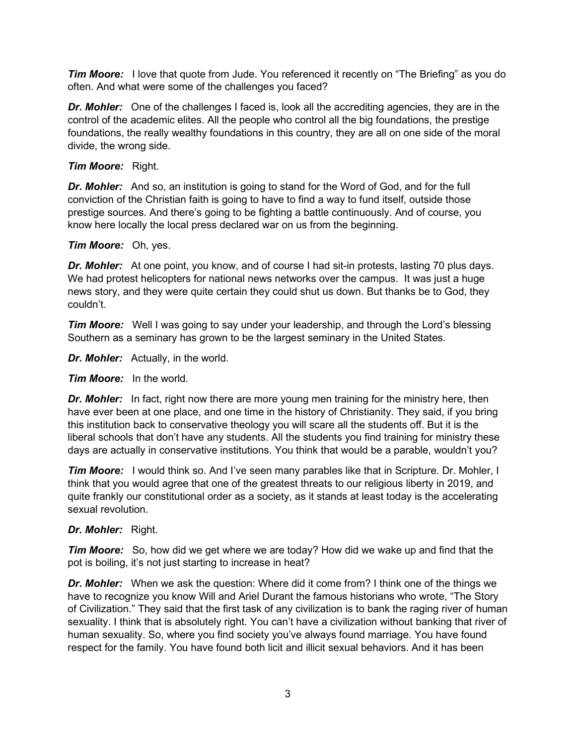***Tim Moore:*** I love that quote from Jude. You referenced it recently on "The Briefing" as you do often. And what were some of the challenges you faced?

***Dr. Mohler:*** One of the challenges I faced is, look all the accrediting agencies, they are in the control of the academic elites. All the people who control all the big foundations, the prestige foundations, the really wealthy foundations in this country, they are all on one side of the moral divide, the wrong side.

***Tim Moore:*** Right.

***Dr. Mohler:*** And so, an institution is going to stand for the Word of God, and for the full conviction of the Christian faith is going to have to find a way to fund itself, outside those prestige sources. And there's going to be fighting a battle continuously. And of course, you know here locally the local press declared war on us from the beginning.

***Tim Moore:*** Oh, yes.

***Dr. Mohler:*** At one point, you know, and of course I had sit-in protests, lasting 70 plus days. We had protest helicopters for national news networks over the campus. It was just a huge news story, and they were quite certain they could shut us down. But thanks be to God, they couldn't.

***Tim Moore:*** Well I was going to say under your leadership, and through the Lord's blessing Southern as a seminary has grown to be the largest seminary in the United States.

***Dr. Mohler:*** Actually, in the world.

***Tim Moore:*** In the world.

***Dr. Mohler:*** In fact, right now there are more young men training for the ministry here, then have ever been at one place, and one time in the history of Christianity. They said, if you bring this institution back to conservative theology you will scare all the students off. But it is the liberal schools that don't have any students. All the students you find training for ministry these days are actually in conservative institutions. You think that would be a parable, wouldn't you?

***Tim Moore:*** I would think so. And I've seen many parables like that in Scripture. Dr. Mohler, I think that you would agree that one of the greatest threats to our religious liberty in 2019, and quite frankly our constitutional order as a society, as it stands at least today is the accelerating sexual revolution.

***Dr. Mohler:*** Right.

***Tim Moore:*** So, how did we get where we are today? How did we wake up and find that the pot is boiling, it's not just starting to increase in heat?

***Dr. Mohler:*** When we ask the question: Where did it come from? I think one of the things we have to recognize you know Will and Ariel Durant the famous historians who wrote, "The Story of Civilization." They said that the first task of any civilization is to bank the raging river of human sexuality. I think that is absolutely right. You can't have a civilization without banking that river of human sexuality. So, where you find society you've always found marriage. You have found respect for the family. You have found both licit and illicit sexual behaviors. And it has been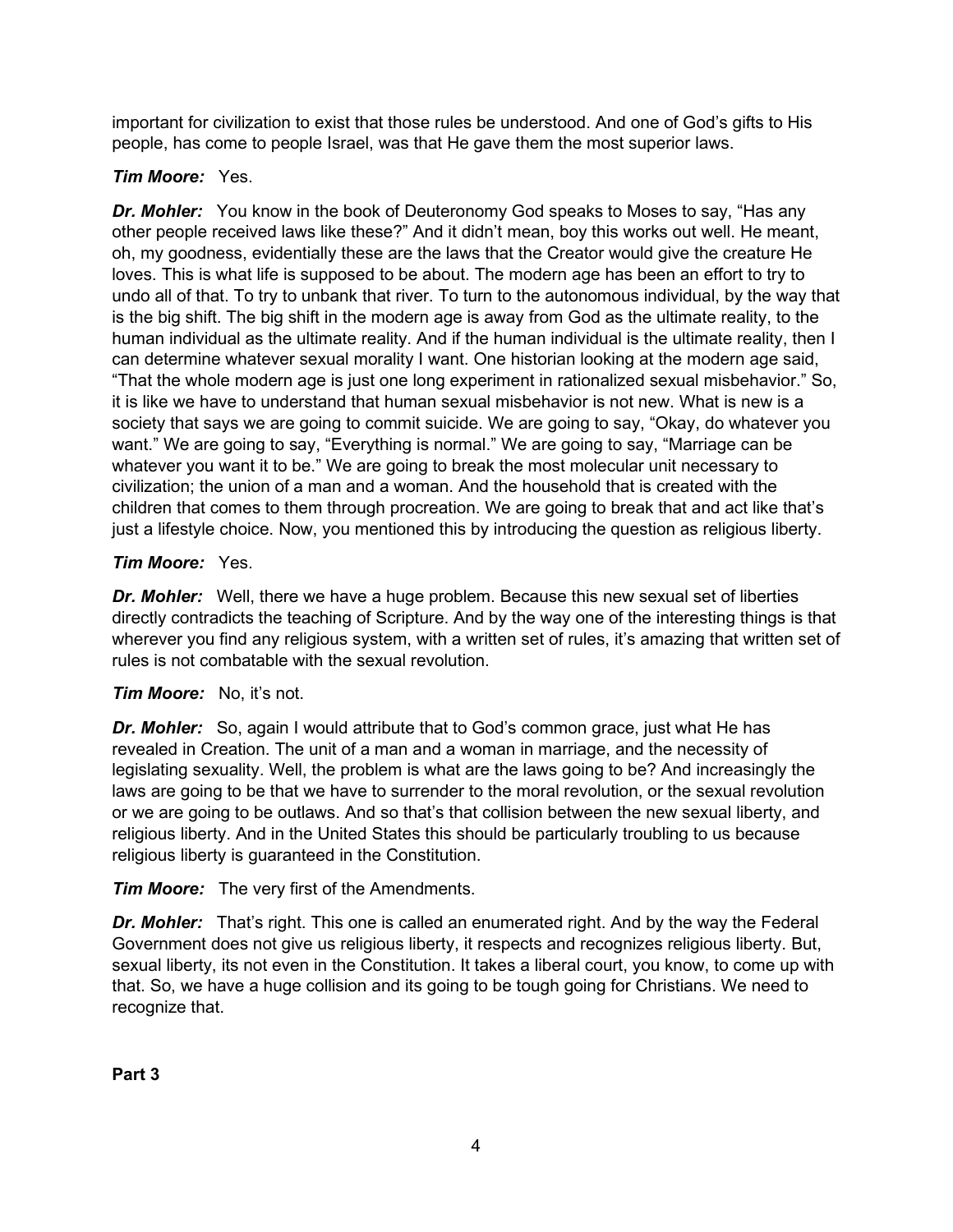important for civilization to exist that those rules be understood. And one of God's gifts to His people, has come to people Israel, was that He gave them the most superior laws.

***Tim Moore:*** Yes.

***Dr. Mohler:*** You know in the book of Deuteronomy God speaks to Moses to say, "Has any other people received laws like these?" And it didn't mean, boy this works out well. He meant, oh, my goodness, evidentially these are the laws that the Creator would give the creature He loves. This is what life is supposed to be about. The modern age has been an effort to try to undo all of that. To try to unbank that river. To turn to the autonomous individual, by the way that is the big shift. The big shift in the modern age is away from God as the ultimate reality, to the human individual as the ultimate reality. And if the human individual is the ultimate reality, then I can determine whatever sexual morality I want. One historian looking at the modern age said, "That the whole modern age is just one long experiment in rationalized sexual misbehavior." So, it is like we have to understand that human sexual misbehavior is not new. What is new is a society that says we are going to commit suicide. We are going to say, "Okay, do whatever you want." We are going to say, "Everything is normal." We are going to say, "Marriage can be whatever you want it to be." We are going to break the most molecular unit necessary to civilization; the union of a man and a woman. And the household that is created with the children that comes to them through procreation. We are going to break that and act like that's just a lifestyle choice. Now, you mentioned this by introducing the question as religious liberty.

***Tim Moore:*** Yes.

***Dr. Mohler:*** Well, there we have a huge problem. Because this new sexual set of liberties directly contradicts the teaching of Scripture. And by the way one of the interesting things is that wherever you find any religious system, with a written set of rules, it's amazing that written set of rules is not combatable with the sexual revolution.

***Tim Moore:*** No, it's not.

***Dr. Mohler:*** So, again I would attribute that to God's common grace, just what He has revealed in Creation. The unit of a man and a woman in marriage, and the necessity of legislating sexuality. Well, the problem is what are the laws going to be? And increasingly the laws are going to be that we have to surrender to the moral revolution, or the sexual revolution or we are going to be outlaws. And so that's that collision between the new sexual liberty, and religious liberty. And in the United States this should be particularly troubling to us because religious liberty is guaranteed in the Constitution.

***Tim Moore:*** The very first of the Amendments.

***Dr. Mohler:*** That's right. This one is called an enumerated right. And by the way the Federal Government does not give us religious liberty, it respects and recognizes religious liberty. But, sexual liberty, its not even in the Constitution. It takes a liberal court, you know, to come up with that. So, we have a huge collision and its going to be tough going for Christians. We need to recognize that.

**Part 3**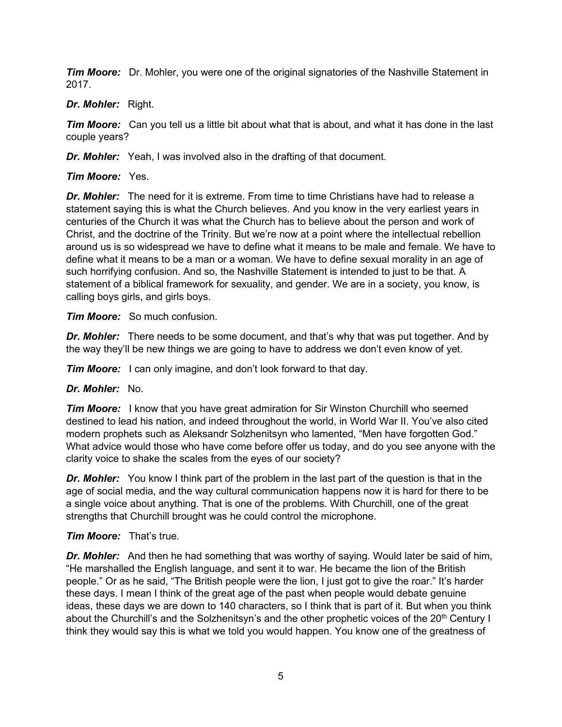***Tim Moore:*** Dr. Mohler, you were one of the original signatories of the Nashville Statement in 2017.

***Dr. Mohler:*** Right.

***Tim Moore:*** Can you tell us a little bit about what that is about, and what it has done in the last couple years?

***Dr. Mohler:*** Yeah, I was involved also in the drafting of that document.

***Tim Moore:*** Yes.

***Dr. Mohler:*** The need for it is extreme. From time to time Christians have had to release a statement saying this is what the Church believes. And you know in the very earliest years in centuries of the Church it was what the Church has to believe about the person and work of Christ, and the doctrine of the Trinity. But we're now at a point where the intellectual rebellion around us is so widespread we have to define what it means to be male and female. We have to define what it means to be a man or a woman. We have to define sexual morality in an age of such horrifying confusion. And so, the Nashville Statement is intended to just to be that. A statement of a biblical framework for sexuality, and gender. We are in a society, you know, is calling boys girls, and girls boys.

***Tim Moore:*** So much confusion.

***Dr. Mohler:*** There needs to be some document, and that's why that was put together. And by the way they'll be new things we are going to have to address we don't even know of yet.

***Tim Moore:*** I can only imagine, and don't look forward to that day.

***Dr. Mohler:*** No.

***Tim Moore:*** I know that you have great admiration for Sir Winston Churchill who seemed destined to lead his nation, and indeed throughout the world, in World War II. You've also cited modern prophets such as Aleksandr Solzhenitsyn who lamented, "Men have forgotten God." What advice would those who have come before offer us today, and do you see anyone with the clarity voice to shake the scales from the eyes of our society?

***Dr. Mohler:*** You know I think part of the problem in the last part of the question is that in the age of social media, and the way cultural communication happens now it is hard for there to be a single voice about anything. That is one of the problems. With Churchill, one of the great strengths that Churchill brought was he could control the microphone.

***Tim Moore:*** That's true.

***Dr. Mohler:*** And then he had something that was worthy of saying. Would later be said of him, "He marshalled the English language, and sent it to war. He became the lion of the British people." Or as he said, "The British people were the lion, I just got to give the roar." It's harder these days. I mean I think of the great age of the past when people would debate genuine ideas, these days we are down to 140 characters, so I think that is part of it. But when you think about the Churchill's and the Solzhenitsyn's and the other prophetic voices of the 20th Century I think they would say this is what we told you would happen. You know one of the greatness of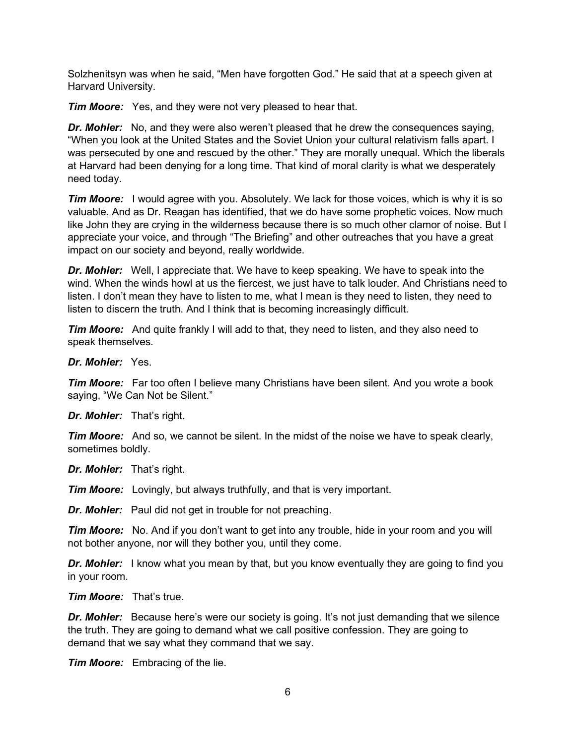Solzhenitsyn was when he said, “Men have forgotten God.” He said that at a speech given at Harvard University.

***Tim Moore:*** Yes, and they were not very pleased to hear that.

***Dr. Mohler:*** No, and they were also weren’t pleased that he drew the consequences saying, “When you look at the United States and the Soviet Union your cultural relativism falls apart. I was persecuted by one and rescued by the other.” They are morally unequal. Which the liberals at Harvard had been denying for a long time. That kind of moral clarity is what we desperately need today.

***Tim Moore:*** I would agree with you. Absolutely. We lack for those voices, which is why it is so valuable. And as Dr. Reagan has identified, that we do have some prophetic voices. Now much like John they are crying in the wilderness because there is so much other clamor of noise. But I appreciate your voice, and through “The Briefing” and other outreaches that you have a great impact on our society and beyond, really worldwide.

***Dr. Mohler:*** Well, I appreciate that. We have to keep speaking. We have to speak into the wind. When the winds howl at us the fiercest, we just have to talk louder. And Christians need to listen. I don’t mean they have to listen to me, what I mean is they need to listen, they need to listen to discern the truth. And I think that is becoming increasingly difficult.

***Tim Moore:*** And quite frankly I will add to that, they need to listen, and they also need to speak themselves.

***Dr. Mohler:*** Yes.

***Tim Moore:*** Far too often I believe many Christians have been silent. And you wrote a book saying, “We Can Not be Silent.”

***Dr. Mohler:*** That’s right.

***Tim Moore:*** And so, we cannot be silent. In the midst of the noise we have to speak clearly, sometimes boldly.

***Dr. Mohler:*** That’s right.

***Tim Moore:*** Lovingly, but always truthfully, and that is very important.

***Dr. Mohler:*** Paul did not get in trouble for not preaching.

***Tim Moore:*** No. And if you don’t want to get into any trouble, hide in your room and you will not bother anyone, nor will they bother you, until they come.

***Dr. Mohler:*** I know what you mean by that, but you know eventually they are going to find you in your room.

***Tim Moore:*** That’s true.

***Dr. Mohler:*** Because here’s were our society is going. It’s not just demanding that we silence the truth. They are going to demand what we call positive confession. They are going to demand that we say what they command that we say.

***Tim Moore:*** Embracing of the lie.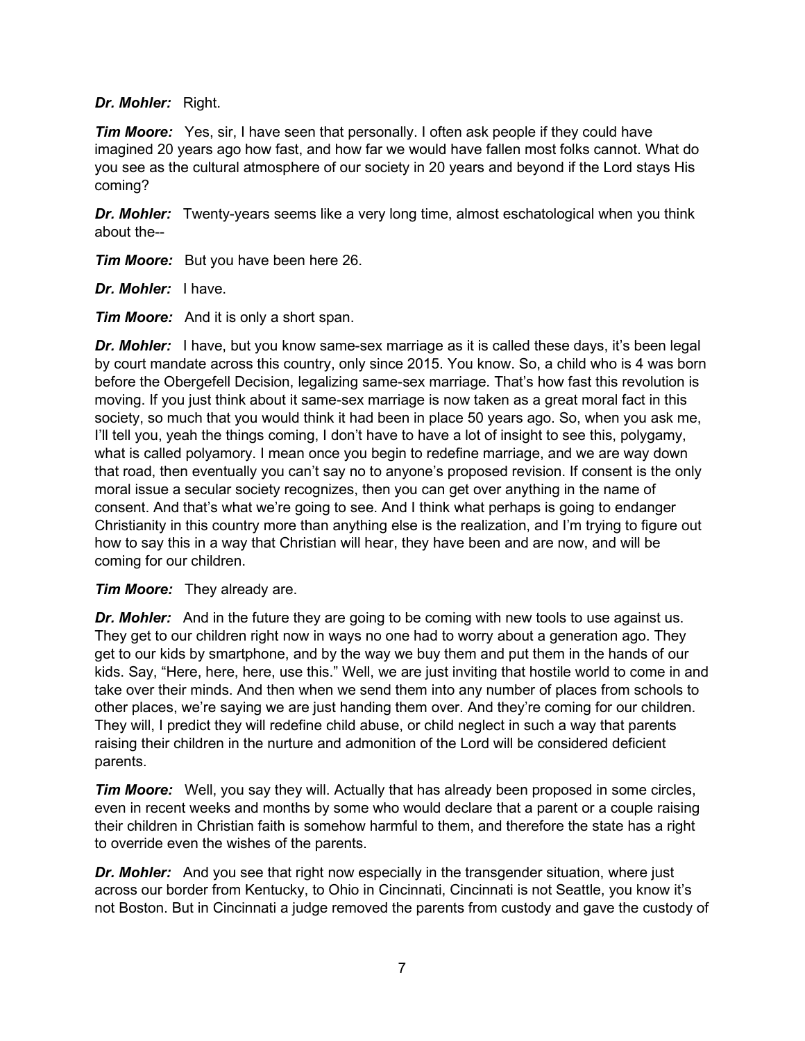***Dr. Mohler:*** Right.

***Tim Moore:*** Yes, sir, I have seen that personally. I often ask people if they could have imagined 20 years ago how fast, and how far we would have fallen most folks cannot. What do you see as the cultural atmosphere of our society in 20 years and beyond if the Lord stays His coming?

***Dr. Mohler:*** Twenty-years seems like a very long time, almost eschatological when you think about the--

***Tim Moore:*** But you have been here 26.

***Dr. Mohler:*** I have.

***Tim Moore:*** And it is only a short span.

***Dr. Mohler:*** I have, but you know same-sex marriage as it is called these days, it's been legal by court mandate across this country, only since 2015. You know. So, a child who is 4 was born before the Obergefell Decision, legalizing same-sex marriage. That's how fast this revolution is moving. If you just think about it same-sex marriage is now taken as a great moral fact in this society, so much that you would think it had been in place 50 years ago. So, when you ask me, I'll tell you, yeah the things coming, I don't have to have a lot of insight to see this, polygamy, what is called polyamory. I mean once you begin to redefine marriage, and we are way down that road, then eventually you can't say no to anyone's proposed revision. If consent is the only moral issue a secular society recognizes, then you can get over anything in the name of consent. And that's what we're going to see. And I think what perhaps is going to endanger Christianity in this country more than anything else is the realization, and I'm trying to figure out how to say this in a way that Christian will hear, they have been and are now, and will be coming for our children.

***Tim Moore:*** They already are.

***Dr. Mohler:*** And in the future they are going to be coming with new tools to use against us. They get to our children right now in ways no one had to worry about a generation ago. They get to our kids by smartphone, and by the way we buy them and put them in the hands of our kids. Say, "Here, here, here, use this." Well, we are just inviting that hostile world to come in and take over their minds. And then when we send them into any number of places from schools to other places, we're saying we are just handing them over. And they're coming for our children. They will, I predict they will redefine child abuse, or child neglect in such a way that parents raising their children in the nurture and admonition of the Lord will be considered deficient parents.

***Tim Moore:*** Well, you say they will. Actually that has already been proposed in some circles, even in recent weeks and months by some who would declare that a parent or a couple raising their children in Christian faith is somehow harmful to them, and therefore the state has a right to override even the wishes of the parents.

***Dr. Mohler:*** And you see that right now especially in the transgender situation, where just across our border from Kentucky, to Ohio in Cincinnati, Cincinnati is not Seattle, you know it's not Boston. But in Cincinnati a judge removed the parents from custody and gave the custody of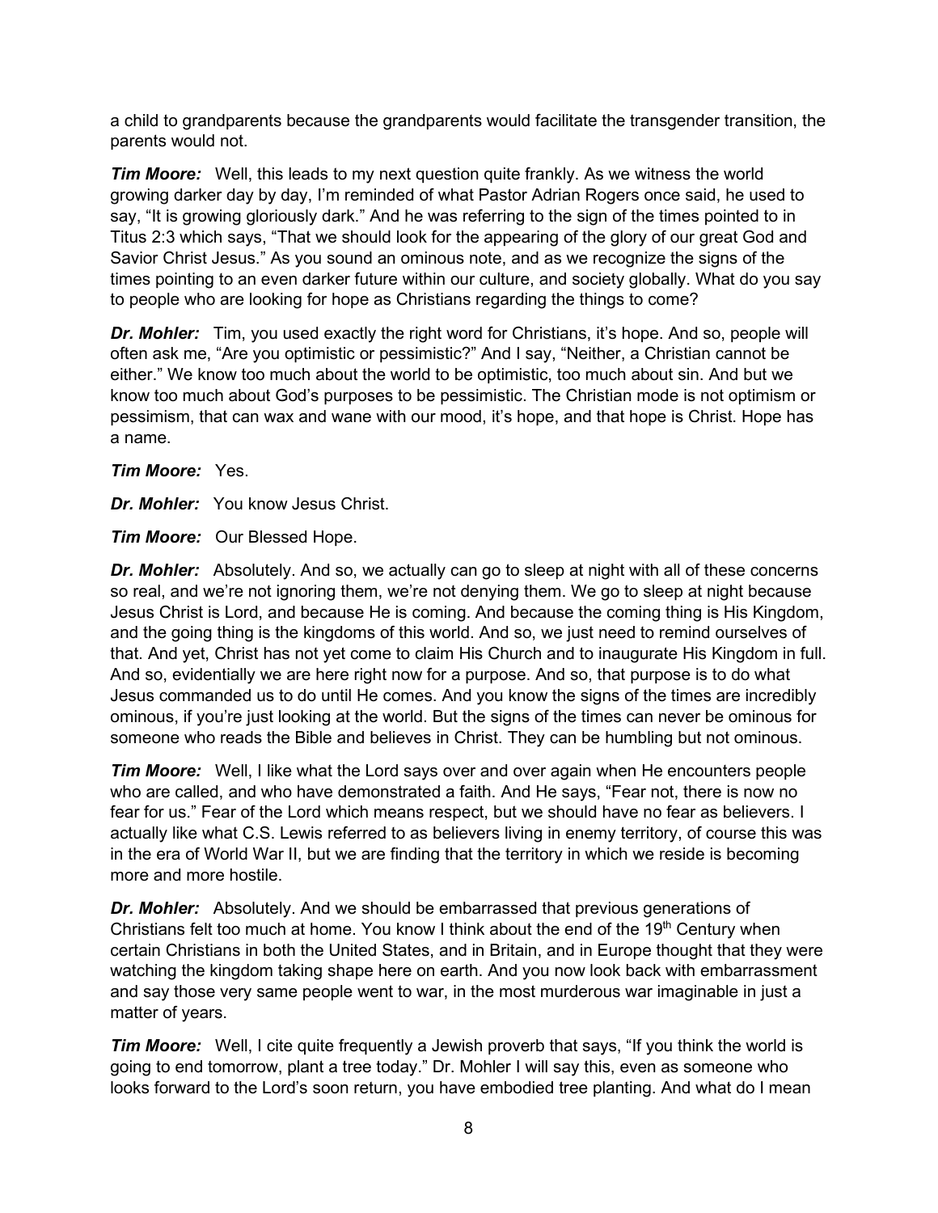a child to grandparents because the grandparents would facilitate the transgender transition, the parents would not.

***Tim Moore:*** Well, this leads to my next question quite frankly. As we witness the world growing darker day by day, I'm reminded of what Pastor Adrian Rogers once said, he used to say, "It is growing gloriously dark." And he was referring to the sign of the times pointed to in Titus 2:3 which says, "That we should look for the appearing of the glory of our great God and Savior Christ Jesus." As you sound an ominous note, and as we recognize the signs of the times pointing to an even darker future within our culture, and society globally. What do you say to people who are looking for hope as Christians regarding the things to come?

***Dr. Mohler:*** Tim, you used exactly the right word for Christians, it's hope. And so, people will often ask me, "Are you optimistic or pessimistic?" And I say, "Neither, a Christian cannot be either." We know too much about the world to be optimistic, too much about sin. And but we know too much about God's purposes to be pessimistic. The Christian mode is not optimism or pessimism, that can wax and wane with our mood, it's hope, and that hope is Christ. Hope has a name.

***Tim Moore:*** Yes.

***Dr. Mohler:*** You know Jesus Christ.

***Tim Moore:*** Our Blessed Hope.

***Dr. Mohler:*** Absolutely. And so, we actually can go to sleep at night with all of these concerns so real, and we're not ignoring them, we're not denying them. We go to sleep at night because Jesus Christ is Lord, and because He is coming. And because the coming thing is His Kingdom, and the going thing is the kingdoms of this world. And so, we just need to remind ourselves of that. And yet, Christ has not yet come to claim His Church and to inaugurate His Kingdom in full. And so, evidentially we are here right now for a purpose. And so, that purpose is to do what Jesus commanded us to do until He comes. And you know the signs of the times are incredibly ominous, if you're just looking at the world. But the signs of the times can never be ominous for someone who reads the Bible and believes in Christ. They can be humbling but not ominous.

***Tim Moore:*** Well, I like what the Lord says over and over again when He encounters people who are called, and who have demonstrated a faith. And He says, "Fear not, there is now no fear for us." Fear of the Lord which means respect, but we should have no fear as believers. I actually like what C.S. Lewis referred to as believers living in enemy territory, of course this was in the era of World War II, but we are finding that the territory in which we reside is becoming more and more hostile.

***Dr. Mohler:*** Absolutely. And we should be embarrassed that previous generations of Christians felt too much at home. You know I think about the end of the 19th Century when certain Christians in both the United States, and in Britain, and in Europe thought that they were watching the kingdom taking shape here on earth. And you now look back with embarrassment and say those very same people went to war, in the most murderous war imaginable in just a matter of years.

***Tim Moore:*** Well, I cite quite frequently a Jewish proverb that says, "If you think the world is going to end tomorrow, plant a tree today." Dr. Mohler I will say this, even as someone who looks forward to the Lord's soon return, you have embodied tree planting. And what do I mean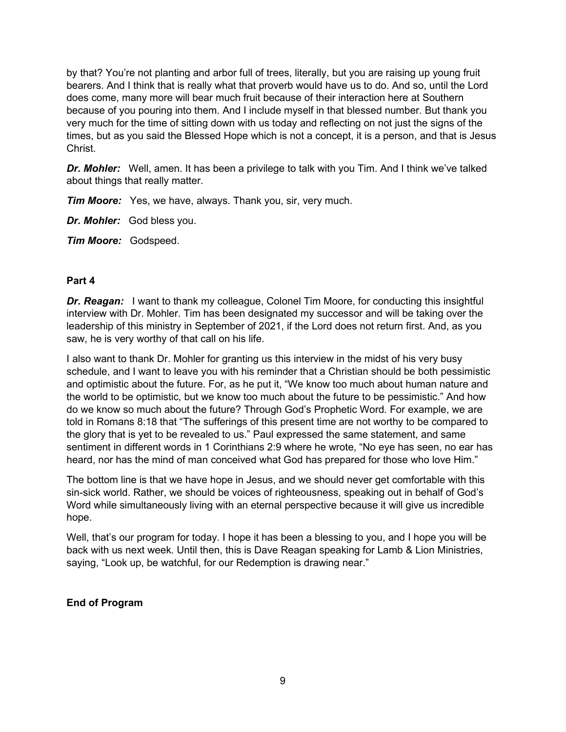by that? You're not planting and arbor full of trees, literally, but you are raising up young fruit bearers. And I think that is really what that proverb would have us to do. And so, until the Lord does come, many more will bear much fruit because of their interaction here at Southern because of you pouring into them. And I include myself in that blessed number. But thank you very much for the time of sitting down with us today and reflecting on not just the signs of the times, but as you said the Blessed Hope which is not a concept, it is a person, and that is Jesus Christ.

***Dr. Mohler:*** Well, amen. It has been a privilege to talk with you Tim. And I think we've talked about things that really matter.

***Tim Moore:*** Yes, we have, always. Thank you, sir, very much.

***Dr. Mohler:*** God bless you.

***Tim Moore:*** Godspeed.

**Part 4**

***Dr. Reagan:*** I want to thank my colleague, Colonel Tim Moore, for conducting this insightful interview with Dr. Mohler. Tim has been designated my successor and will be taking over the leadership of this ministry in September of 2021, if the Lord does not return first. And, as you saw, he is very worthy of that call on his life.

I also want to thank Dr. Mohler for granting us this interview in the midst of his very busy schedule, and I want to leave you with his reminder that a Christian should be both pessimistic and optimistic about the future. For, as he put it, "We know too much about human nature and the world to be optimistic, but we know too much about the future to be pessimistic." And how do we know so much about the future? Through God's Prophetic Word. For example, we are told in Romans 8:18 that "The sufferings of this present time are not worthy to be compared to the glory that is yet to be revealed to us." Paul expressed the same statement, and same sentiment in different words in 1 Corinthians 2:9 where he wrote, "No eye has seen, no ear has heard, nor has the mind of man conceived what God has prepared for those who love Him."

The bottom line is that we have hope in Jesus, and we should never get comfortable with this sin-sick world. Rather, we should be voices of righteousness, speaking out in behalf of God's Word while simultaneously living with an eternal perspective because it will give us incredible hope.

Well, that's our program for today. I hope it has been a blessing to you, and I hope you will be back with us next week. Until then, this is Dave Reagan speaking for Lamb & Lion Ministries, saying, "Look up, be watchful, for our Redemption is drawing near."

**End of Program**